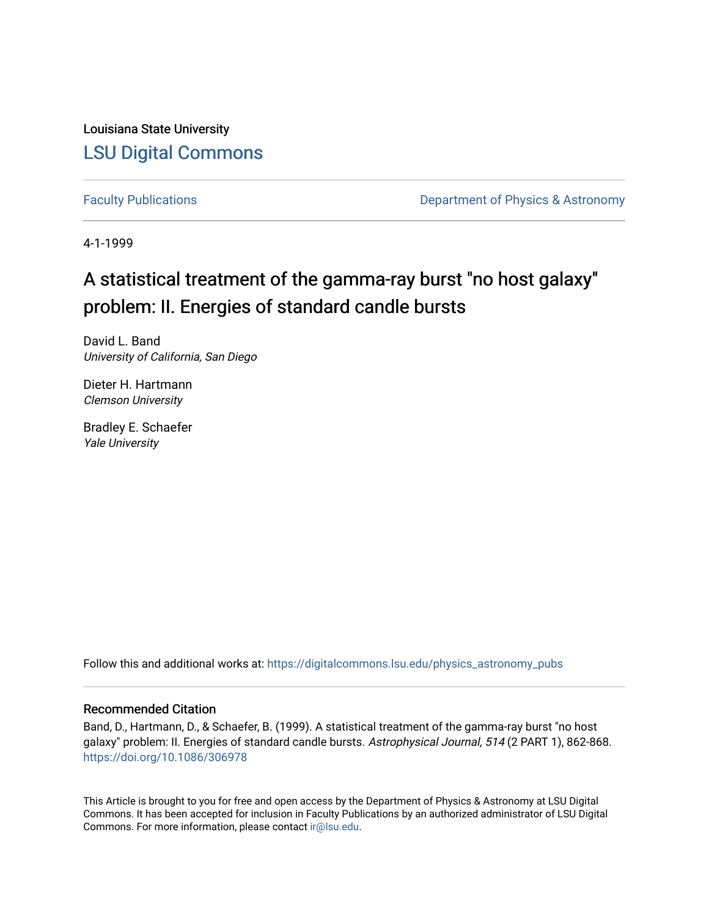Louisiana State University

LSU Digital Commons

Faculty Publications

Department of Physics & Astronomy

4-1-1999

# A statistical treatment of the gamma-ray burst "no host galaxy" problem: II. Energies of standard candle bursts

David L. Band
*University of California, San Diego*

Dieter H. Hartmann
*Clemson University*

Bradley E. Schaefer
*Yale University*

Follow this and additional works at: https://digitalcommons.lsu.edu/physics_astronomy_pubs

## Recommended Citation

Band, D., Hartmann, D., & Schaefer, B. (1999). A statistical treatment of the gamma-ray burst "no host galaxy" problem: II. Energies of standard candle bursts. *Astrophysical Journal, 514* (2 PART 1), 862-868. https://doi.org/10.1086/306978

This Article is brought to you for free and open access by the Department of Physics & Astronomy at LSU Digital Commons. It has been accepted for inclusion in Faculty Publications by an authorized administrator of LSU Digital Commons. For more information, please contact ir@lsu.edu.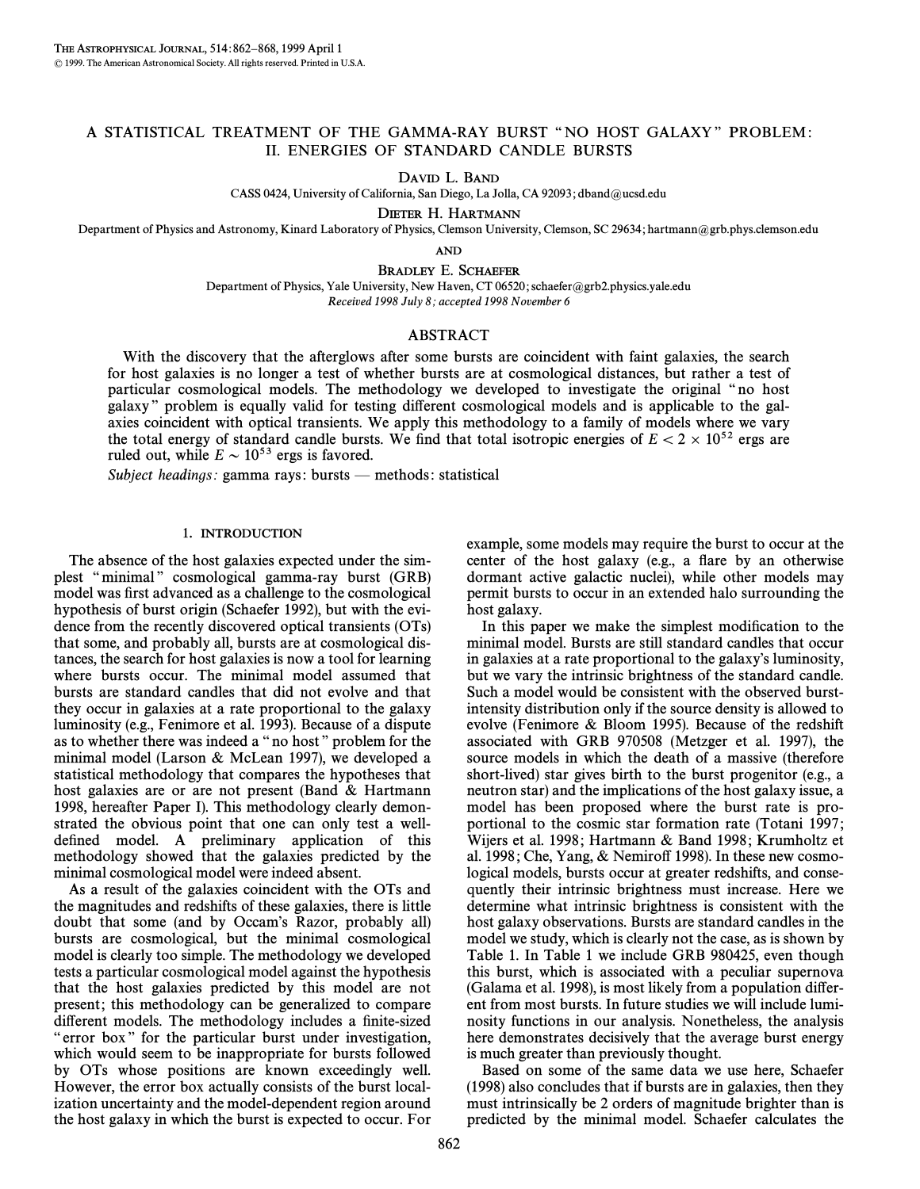# A STATISTICAL TREATMENT OF THE GAMMA-RAY BURST "NO HOST GALAXY" PROBLEM: II. ENERGIES OF STANDARD CANDLE BURSTS

DAVID L. BAND

CASS 0424, University of California, San Diego, La Jolla, CA 92093; dband@ucsd.edu

DIETER H. HARTMANN

Department of Physics and Astronomy, Kinard Laboratory of Physics, Clemson University, Clemson, SC 29634; hartmann@grb.phys.clemson.edu

AND

BRADLEY E. SCHAEFER

Department of Physics, Yale University, New Haven, CT 06520; schaefer@grb2.physics.yale.edu

*Received 1998 July 8; accepted 1998 November 6*

## ABSTRACT

With the discovery that the afterglows after some bursts are coincident with faint galaxies, the search for host galaxies is no longer a test of whether bursts are at cosmological distances, but rather a test of particular cosmological models. The methodology we developed to investigate the original "no host galaxy" problem is equally valid for testing different cosmological models and is applicable to the galaxies coincident with optical transients. We apply this methodology to a family of models where we vary the total energy of standard candle bursts. We find that total isotropic energies of $E < 2 \times 10^{52}$ ergs are ruled out, while $E \sim 10^{53}$ ergs is favored.

*Subject headings:* gamma rays: bursts — methods: statistical

## 1. INTRODUCTION

The absence of the host galaxies expected under the simplest "minimal" cosmological gamma-ray burst (GRB) model was first advanced as a challenge to the cosmological hypothesis of burst origin (Schaefer 1992), but with the evidence from the recently discovered optical transients (OTs) that some, and probably all, bursts are at cosmological distances, the search for host galaxies is now a tool for learning where bursts occur. The minimal model assumed that bursts are standard candles that did not evolve and that they occur in galaxies at a rate proportional to the galaxy luminosity (e.g., Fenimore et al. 1993). Because of a dispute as to whether there was indeed a "no host" problem for the minimal model (Larson & McLean 1997), we developed a statistical methodology that compares the hypotheses that host galaxies are or are not present (Band & Hartmann 1998, hereafter Paper I). This methodology clearly demonstrated the obvious point that one can only test a well-defined model. A preliminary application of this methodology showed that the galaxies predicted by the minimal cosmological model were indeed absent.

As a result of the galaxies coincident with the OTs and the magnitudes and redshifts of these galaxies, there is little doubt that some (and by Occam's Razor, probably all) bursts are cosmological, but the minimal cosmological model is clearly too simple. The methodology we developed tests a particular cosmological model against the hypothesis that the host galaxies predicted by this model are not present; this methodology can be generalized to compare different models. The methodology includes a finite-sized "error box" for the particular burst under investigation, which would seem to be inappropriate for bursts followed by OTs whose positions are known exceedingly well. However, the error box actually consists of the burst localization uncertainty and the model-dependent region around the host galaxy in which the burst is expected to occur. For example, some models may require the burst to occur at the center of the host galaxy (e.g., a flare by an otherwise dormant active galactic nuclei), while other models may permit bursts to occur in an extended halo surrounding the host galaxy.

In this paper we make the simplest modification to the minimal model. Bursts are still standard candles that occur in galaxies at a rate proportional to the galaxy's luminosity, but we vary the intrinsic brightness of the standard candle. Such a model would be consistent with the observed burst-intensity distribution only if the source density is allowed to evolve (Fenimore & Bloom 1995). Because of the redshift associated with GRB 970508 (Metzger et al. 1997), the source models in which the death of a massive (therefore short-lived) star gives birth to the burst progenitor (e.g., a neutron star) and the implications of the host galaxy issue, a model has been proposed where the burst rate is proportional to the cosmic star formation rate (Totani 1997; Wijers et al. 1998; Hartmann & Band 1998; Krumholtz et al. 1998; Che, Yang, & Nemiroff 1998). In these new cosmological models, bursts occur at greater redshifts, and consequently their intrinsic brightness must increase. Here we determine what intrinsic brightness is consistent with the host galaxy observations. Bursts are standard candles in the model we study, which is clearly not the case, as is shown by Table 1. In Table 1 we include GRB 980425, even though this burst, which is associated with a peculiar supernova (Galama et al. 1998), is most likely from a population different from most bursts. In future studies we will include luminosity functions in our analysis. Nonetheless, the analysis here demonstrates decisively that the average burst energy is much greater than previously thought.

Based on some of the same data we use here, Schaefer (1998) also concludes that if bursts are in galaxies, then they must intrinsically be 2 orders of magnitude brighter than is predicted by the minimal model. Schaefer calculates the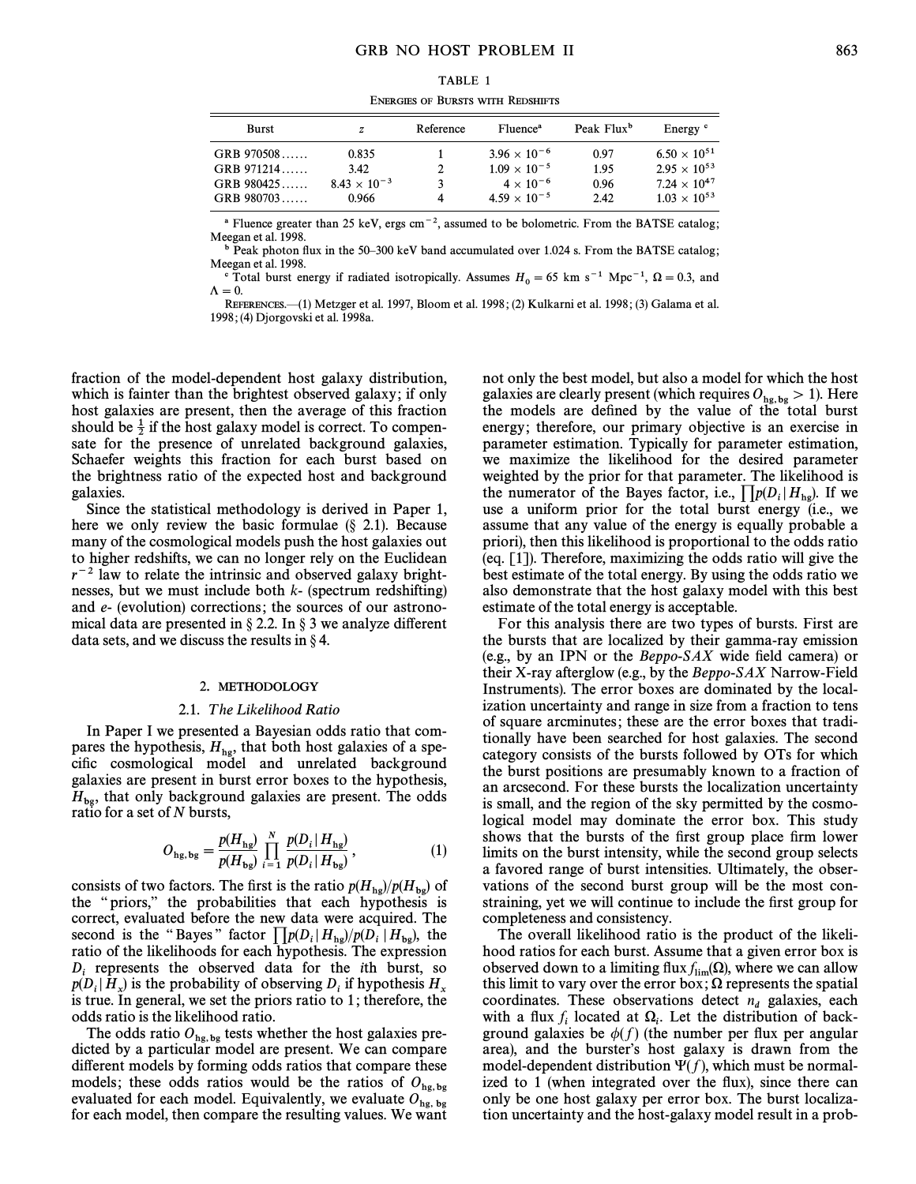TABLE 1

Energies of Bursts with Redshifts

| Burst | $z$ | Reference | Fluence[a] | Peak Flux[b] | Energy [c] |
|---|---|---|---|---|---|
| GRB 970508 ...... | 0.835 | 1 | $3.96 \times 10^{-6}$ | 0.97 | $6.50 \times 10^{51}$ |
| GRB 971214 ...... | 3.42 | 2 | $1.09 \times 10^{-5}$ | 1.95 | $2.95 \times 10^{53}$ |
| GRB 980425 ...... | $8.43 \times 10^{-3}$ | 3 | $4 \times 10^{-6}$ | 0.96 | $7.24 \times 10^{47}$ |
| GRB 980703 ...... | 0.966 | 4 | $4.59 \times 10^{-5}$ | 2.42 | $1.03 \times 10^{53}$ |

[a] Fluence greater than 25 keV, ergs cm$^{-2}$, assumed to be bolometric. From the BATSE catalog; Meegan et al. 1998.

[b] Peak photon flux in the 50–300 keV band accumulated over 1.024 s. From the BATSE catalog; Meegan et al. 1998.

[c] Total burst energy if radiated isotropically. Assumes $H_0 = 65$ km s$^{-1}$ Mpc$^{-1}$, $\Omega = 0.3$, and $\Lambda = 0$.

References.—(1) Metzger et al. 1997, Bloom et al. 1998; (2) Kulkarni et al. 1998; (3) Galama et al. 1998; (4) Djorgovski et al. 1998a.

fraction of the model-dependent host galaxy distribution, which is fainter than the brightest observed galaxy; if only host galaxies are present, then the average of this fraction should be $\frac{1}{2}$ if the host galaxy model is correct. To compensate for the presence of unrelated background galaxies, Schaefer weights this fraction for each burst based on the brightness ratio of the expected host and background galaxies.

Since the statistical methodology is derived in Paper 1, here we only review the basic formulae (§ 2.1). Because many of the cosmological models push the host galaxies out to higher redshifts, we can no longer rely on the Euclidean $r^{-2}$ law to relate the intrinsic and observed galaxy brightnesses, but we must include both *k*- (spectrum redshifting) and *e*- (evolution) corrections; the sources of our astronomical data are presented in § 2.2. In § 3 we analyze different data sets, and we discuss the results in § 4.

## 2. METHODOLOGY

### 2.1. *The Likelihood Ratio*

In Paper I we presented a Bayesian odds ratio that compares the hypothesis, $H_{hg}$, that both host galaxies of a specific cosmological model and unrelated background galaxies are present in burst error boxes to the hypothesis, $H_{bg}$, that only background galaxies are present. The odds ratio for a set of $N$ bursts,

$$O_{hg,bg} = \frac{p(H_{hg})}{p(H_{bg})} \prod_{i=1}^{N} \frac{p(D_i \mid H_{hg})}{p(D_i \mid H_{bg})} , \tag{1}$$

consists of two factors. The first is the ratio $p(H_{hg})/p(H_{bg})$ of the "priors," the probabilities that each hypothesis is correct, evaluated before the new data were acquired. The second is the "Bayes" factor $\prod [p(D_i \mid H_{hg})/p(D_i \mid H_{bg})$, the ratio of the likelihoods for each hypothesis. The expression $D_i$ represents the observed data for the $i$th burst, so $p(D_i \mid H_x)$ is the probability of observing $D_i$ if hypothesis $H_x$ is true. In general, we set the priors ratio to 1; therefore, the odds ratio is the likelihood ratio.

The odds ratio $O_{hg,bg}$ tests whether the host galaxies predicted by a particular model are present. We can compare different models by forming odds ratios that compare these models; these odds ratios would be the ratios of $O_{hg,bg}$ evaluated for each model. Equivalently, we evaluate $O_{hg,bg}$ for each model, then compare the resulting values. We want not only the best model, but also a model for which the host galaxies are clearly present (which requires $O_{hg,bg} > 1$). Here the models are defined by the value of the total burst energy; therefore, our primary objective is an exercise in parameter estimation. Typically for parameter estimation, we maximize the likelihood for the desired parameter weighted by the prior for that parameter. The likelihood is the numerator of the Bayes factor, i.e., $\prod [p(D_i \mid H_{hg})$. If we use a uniform prior for the total burst energy (i.e., we assume that any value of the energy is equally probable a priori), then this likelihood is proportional to the odds ratio (eq. [1]). Therefore, maximizing the odds ratio will give the best estimate of the total energy. By using the odds ratio we also demonstrate that the host galaxy model with this best estimate of the total energy is acceptable.

For this analysis there are two types of bursts. First are the bursts that are localized by their gamma-ray emission (e.g., by an IPN or the *Beppo-SAX* wide field camera) or their X-ray afterglow (e.g., by the *Beppo-SAX* Narrow-Field Instruments). The error boxes are dominated by the localization uncertainty and range in size from a fraction to tens of square arcminutes; these are the error boxes that traditionally have been searched for host galaxies. The second category consists of the bursts followed by OTs for which the burst positions are presumably known to a fraction of an arcsecond. For these bursts the localization uncertainty is small, and the region of the sky permitted by the cosmological model may dominate the error box. This study shows that the bursts of the first group place firm lower limits on the burst intensity, while the second group selects a favored range of burst intensities. Ultimately, the observations of the second burst group will be the most constraining, yet we will continue to include the first group for completeness and consistency.

The overall likelihood ratio is the product of the likelihood ratios for each burst. Assume that a given error box is observed down to a limiting flux $f_{lim}(\Omega)$, where we can allow this limit to vary over the error box; $\Omega$ represents the spatial coordinates. These observations detect $n_d$ galaxies, each with a flux $f_i$ located at $\Omega_i$. Let the distribution of background galaxies be $\phi(f)$ (the number per flux per angular area), and the burster's host galaxy is drawn from the model-dependent distribution $\Psi(f)$, which must be normalized to 1 (when integrated over the flux), since there can only be one host galaxy per error box. The burst localization uncertainty and the host-galaxy model result in a prob-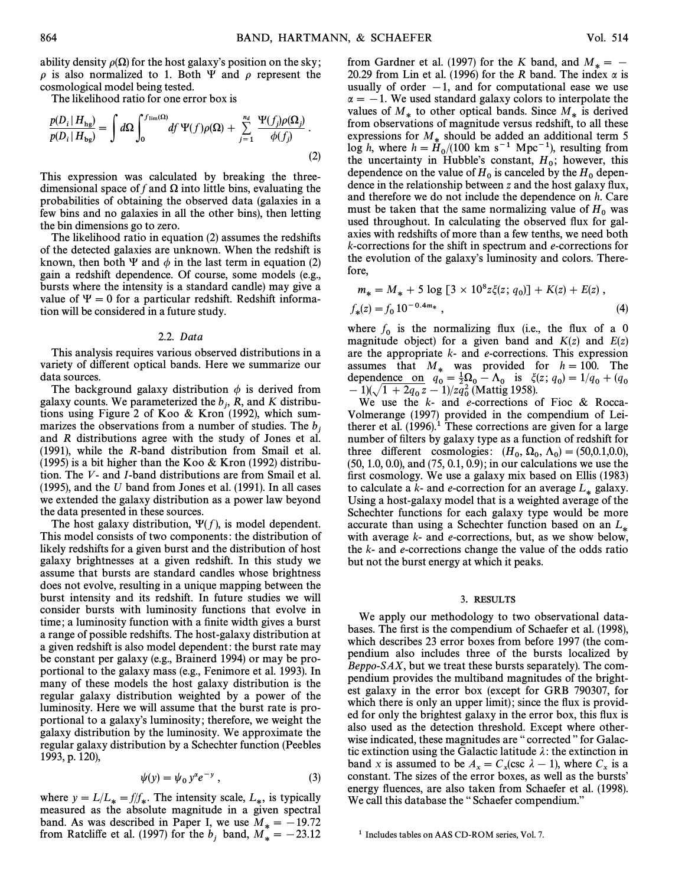ability density $\rho(\Omega)$ for the host galaxy's position on the sky; $\rho$ is also normalized to 1. Both $\Psi$ and $\rho$ represent the cosmological model being tested.

The likelihood ratio for one error box is

$$\frac{p(D_i \mid H_{hg})}{p(D_i \mid H_{bg})} = \int d\Omega \int_0^{f_{\lim}(\Omega)} df\, \Psi(f)\rho(\Omega) + \sum_{j=1}^{n_d} \frac{\Psi(f_j)\rho(\Omega_j)}{\phi(f_j)} . \tag{2}$$

This expression was calculated by breaking the three-dimensional space of $f$ and $\Omega$ into little bins, evaluating the probabilities of obtaining the observed data (galaxies in a few bins and no galaxies in all the other bins), then letting the bin dimensions go to zero.

The likelihood ratio in equation (2) assumes the redshifts of the detected galaxies are unknown. When the redshift is known, then both $\Psi$ and $\phi$ in the last term in equation (2) gain a redshift dependence. Of course, some models (e.g., bursts where the intensity is a standard candle) may give a value of $\Psi = 0$ for a particular redshift. Redshift information will be considered in a future study.

### 2.2. Data

This analysis requires various observed distributions in a variety of different optical bands. Here we summarize our data sources.

The background galaxy distribution $\phi$ is derived from galaxy counts. We parameterized the $b_j$, $R$, and $K$ distributions using Figure 2 of Koo & Kron (1992), which summarizes the observations from a number of studies. The $b_j$ and $R$ distributions agree with the study of Jones et al. (1991), while the $R$-band distribution from Smail et al. (1995) is a bit higher than the Koo & Kron (1992) distribution. The $V$- and $I$-band distributions are from Smail et al. (1995), and the $U$ band from Jones et al. (1991). In all cases we extended the galaxy distribution as a power law beyond the data presented in these sources.

The host galaxy distribution, $\Psi(f)$, is model dependent. This model consists of two components: the distribution of likely redshifts for a given burst and the distribution of host galaxy brightnesses at a given redshift. In this study we assume that bursts are standard candles whose brightness does not evolve, resulting in a unique mapping between the burst intensity and its redshift. In future studies we will consider bursts with luminosity functions that evolve in time; a luminosity function with a finite width gives a burst a range of possible redshifts. The host-galaxy distribution at a given redshift is also model dependent: the burst rate may be constant per galaxy (e.g., Brainerd 1994) or may be proportional to the galaxy mass (e.g., Fenimore et al. 1993). In many of these models the host galaxy distribution is the regular galaxy distribution weighted by a power of the luminosity. Here we will assume that the burst rate is proportional to a galaxy's luminosity; therefore, we weight the galaxy distribution by the luminosity. We approximate the regular galaxy distribution by a Schechter function (Peebles 1993, p. 120),

$$\psi(y) = \psi_0 y^{\alpha} e^{-y} , \tag{3}$$

where $y = L/L_* = f/f_*$. The intensity scale, $L_*$, is typically measured as the absolute magnitude in a given spectral band. As was described in Paper I, we use $M_* = -19.72$ from Ratcliffe et al. (1997) for the $b_j$ band, $M_* = -23.12$ from Gardner et al. (1997) for the $K$ band, and $M_* = -20.29$ from Lin et al. (1996) for the $R$ band. The index $\alpha$ is usually of order $-1$, and for computational ease we use $\alpha = -1$. We used standard galaxy colors to interpolate the values of $M_*$ to other optical bands. Since $M_*$ is derived from observations of magnitude versus redshift, to all these expressions for $M_*$ should be added an additional term 5 log $h$, where $h = H_0/(100 \text{ km s}^{-1} \text{ Mpc}^{-1})$, resulting from the uncertainty in Hubble's constant, $H_0$; however, this dependence on the value of $H_0$ is canceled by the $H_0$ dependence in the relationship between $z$ and the host galaxy flux, and therefore we do not include the dependence on $h$. Care must be taken that the same normalizing value of $H_0$ was used throughout. In calculating the observed flux for galaxies with redshifts of more than a few tenths, we need both $k$-corrections for the shift in spectrum and $e$-corrections for the evolution of the galaxy's luminosity and colors. Therefore,

$$m_* = M_* + 5 \log [3 \times 10^8 z\xi(z; q_0)] + K(z) + E(z) ,$$
$$f_*(z) = f_0 10^{-0.4m_*} , \tag{4}$$

where $f_0$ is the normalizing flux (i.e., the flux of a 0 magnitude object) for a given band and $K(z)$ and $E(z)$ are the appropriate $k$- and $e$-corrections. This expression assumes that $M_*$ was provided for $h = 100$. The dependence on $q_0 = \frac{1}{2}\Omega_0 - \Lambda_0$ is $\xi(z; q_0) = 1/q_0 + (q_0 - 1)(\sqrt{1 + 2q_0 z} - 1)/zq_0^2$ (Mattig 1958).

We use the $k$- and $e$-corrections of Fioc & Rocca-Volmerange (1997) provided in the compendium of Leitherer et al. (1996).[1] These corrections are given for a large number of filters by galaxy type as a function of redshift for three different cosmologies: $(H_0, \Omega_0, \Lambda_0) = (50, 0.1, 0.0)$, $(50, 1.0, 0.0)$, and $(75, 0.1, 0.9)$; in our calculations we use the first cosmology. We use a galaxy mix based on Ellis (1983) to calculate a $k$- and $e$-correction for an average $L_*$ galaxy. Using a host-galaxy model that is a weighted average of the Schechter functions for each galaxy type would be more accurate than using a Schechter function based on an $L_*$ with average $k$- and $e$-corrections, but, as we show below, the $k$- and $e$-corrections change the value of the odds ratio but not the burst energy at which it peaks.

## 3. RESULTS

We apply our methodology to two observational databases. The first is the compendium of Schaefer et al. (1998), which describes 23 error boxes from before 1997 (the compendium also includes three of the bursts localized by *Beppo-SAX*, but we treat these bursts separately). The compendium provides the multiband magnitudes of the brightest galaxy in the error box (except for GRB 790307, for which there is only an upper limit); since the flux is provided for only the brightest galaxy in the error box, this flux is also used as the detection threshold. Except where otherwise indicated, these magnitudes are "corrected" for Galactic extinction using the Galactic latitude $\lambda$: the extinction in band $x$ is assumed to be $A_x = C_x(\csc \lambda - 1)$, where $C_x$ is a constant. The sizes of the error boxes, as well as the bursts' energy fluences, are also taken from Schaefer et al. (1998). We call this database the "Schaefer compendium."

[1] Includes tables on AAS CD-ROM series, Vol. 7.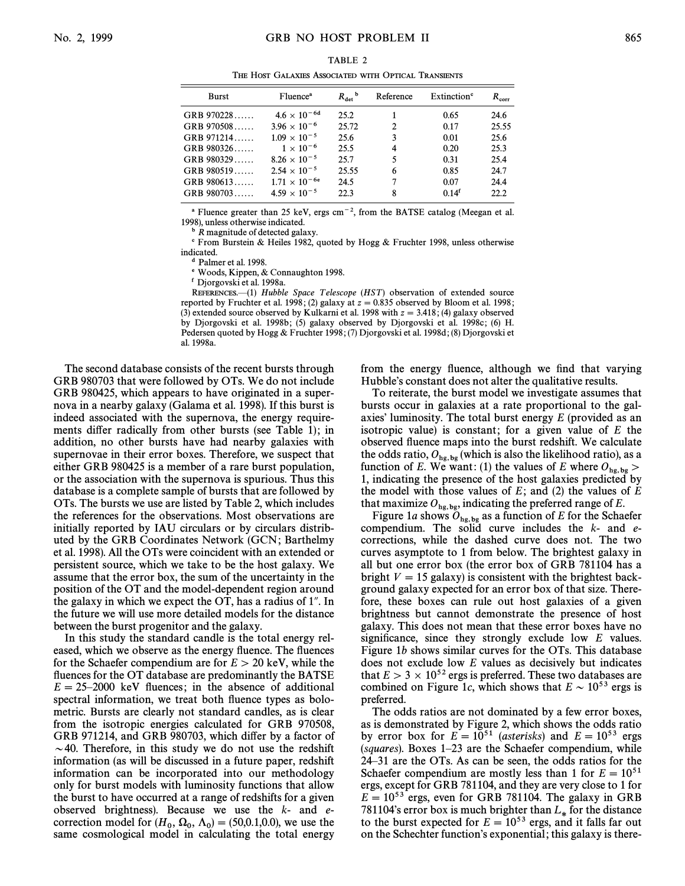TABLE 2

THE HOST GALAXIES ASSOCIATED WITH OPTICAL TRANSIENTS

| Burst | Fluence[a] | $R_{\rm det}$[b] | Reference | Extinction[c] | $R_{\rm corr}$ |
|---|---|---|---|---|---|
| GRB 970228...... | $4.6 \times 10^{-6}$[d] | 25.2 | 1 | 0.65 | 24.6 |
| GRB 970508...... | $3.96 \times 10^{-6}$ | 25.72 | 2 | 0.17 | 25.55 |
| GRB 971214...... | $1.09 \times 10^{-5}$ | 25.6 | 3 | 0.01 | 25.6 |
| GRB 980326...... | $1 \times 10^{-6}$ | 25.5 | 4 | 0.20 | 25.3 |
| GRB 980329...... | $8.26 \times 10^{-5}$ | 25.7 | 5 | 0.31 | 25.4 |
| GRB 980519...... | $2.54 \times 10^{-5}$ | 25.55 | 6 | 0.85 | 24.7 |
| GRB 980613...... | $1.71 \times 10^{-6}$[e] | 24.5 | 7 | 0.07 | 24.4 |
| GRB 980703...... | $4.59 \times 10^{-5}$ | 22.3 | 8 | 0.14[f] | 22.2 |

[a] Fluence greater than 25 keV, ergs cm$^{-2}$, from the BATSE catalog (Meegan et al. 1998), unless otherwise indicated.

[b] $R$ magnitude of detected galaxy.

[c] From Burstein & Heiles 1982, quoted by Hogg & Fruchter 1998, unless otherwise indicated.

[d] Palmer et al. 1998.

[e] Woods, Kippen, & Connaughton 1998.

[f] Djorgovski et al. 1998a.

REFERENCES.—(1) *Hubble Space Telescope* (*HST*) observation of extended source reported by Fruchter et al. 1998; (2) galaxy at $z = 0.835$ observed by Bloom et al. 1998; (3) extended source observed by Kulkarni et al. 1998 with $z = 3.418$; (4) galaxy observed by Djorgovski et al. 1998b; (5) galaxy observed by Djorgovski et al. 1998c; (6) H. Pedersen quoted by Hogg & Fruchter 1998; (7) Djorgovski et al. 1998d; (8) Djorgovski et al. 1998a.

The second database consists of the recent bursts through GRB 980703 that were followed by OTs. We do not include GRB 980425, which appears to have originated in a supernova in a nearby galaxy (Galama et al. 1998). If this burst is indeed associated with the supernova, the energy requirements differ radically from other bursts (see Table 1); in addition, no other bursts have had nearby galaxies with supernovae in their error boxes. Therefore, we suspect that either GRB 980425 is a member of a rare burst population, or the association with the supernova is spurious. Thus this database is a complete sample of bursts that are followed by OTs. The bursts we use are listed by Table 2, which includes the references for the observations. Most observations are initially reported by IAU circulars or by circulars distributed by the GRB Coordinates Network (GCN; Barthelmy et al. 1998). All the OTs were coincident with an extended or persistent source, which we take to be the host galaxy. We assume that the error box, the sum of the uncertainty in the position of the OT and the model-dependent region around the galaxy in which we expect the OT, has a radius of 1″. In the future we will use more detailed models for the distance between the burst progenitor and the galaxy.

In this study the standard candle is the total energy released, which we observe as the energy fluence. The fluences for the Schaefer compendium are for $E > 20$ keV, while the fluences for the OT database are predominantly the BATSE $E = 25$–$2000$ keV fluences; in the absence of additional spectral information, we treat both fluence types as bolometric. Bursts are clearly not standard candles, as is clear from the isotropic energies calculated for GRB 970508, GRB 971214, and GRB 980703, which differ by a factor of $\sim 40$. Therefore, in this study we do not use the redshift information (as will be discussed in a future paper, redshift information can be incorporated into our methodology only for burst models with luminosity functions that allow the burst to have occurred at a range of redshifts for a given observed brightness). Because we use the $k$- and $e$-correction model for $(H_0, \Omega_0, \Lambda_0) = (50, 0.1, 0.0)$, we use the same cosmological model in calculating the total energy from the energy fluence, although we find that varying Hubble's constant does not alter the qualitative results.

To reiterate, the burst model we investigate assumes that bursts occur in galaxies at a rate proportional to the galaxies' luminosity. The total burst energy $E$ (provided as an isotropic value) is constant; for a given value of $E$ the observed fluence maps into the burst redshift. We calculate the odds ratio, $O_{\rm hg,bg}$ (which is also the likelihood ratio), as a function of $E$. We want: (1) the values of $E$ where $O_{\rm hg,bg} > 1$, indicating the presence of the host galaxies predicted by the model with those values of $E$; and (2) the values of $E$ that maximize $O_{\rm hg,bg}$, indicating the preferred range of $E$.

Figure 1*a* shows $O_{\rm hg,bg}$ as a function of $E$ for the Schaefer compendium. The solid curve includes the $k$- and $e$-corrections, while the dashed curve does not. The two curves asymptote to 1 from below. The brightest galaxy in all but one error box (the error box of GRB 781104 has a bright $V = 15$ galaxy) is consistent with the brightest background galaxy expected for an error box of that size. Therefore, these boxes can rule out host galaxies of a given brightness but cannot demonstrate the presence of host galaxy. This does not mean that these error boxes have no significance, since they strongly exclude low $E$ values. Figure 1*b* shows similar curves for the OTs. This database does not exclude low $E$ values as decisively but indicates that $E > 3 \times 10^{52}$ ergs is preferred. These two databases are combined on Figure 1*c*, which shows that $E \sim 10^{53}$ ergs is preferred.

The odds ratios are not dominated by a few error boxes, as is demonstrated by Figure 2, which shows the odds ratio by error box for $E = 10^{51}$ (*asterisks*) and $E = 10^{53}$ ergs (*squares*). Boxes 1–23 are the Schaefer compendium, while 24–31 are the OTs. As can be seen, the odds ratios for the Schaefer compendium are mostly less than 1 for $E = 10^{51}$ ergs, except for GRB 781104, and they are very close to 1 for $E = 10^{53}$ ergs, even for GRB 781104. The galaxy in GRB 781104's error box is much brighter than $L_*$ for the distance to the burst expected for $E = 10^{53}$ ergs, and it falls far out on the Schechter function's exponential; this galaxy is there-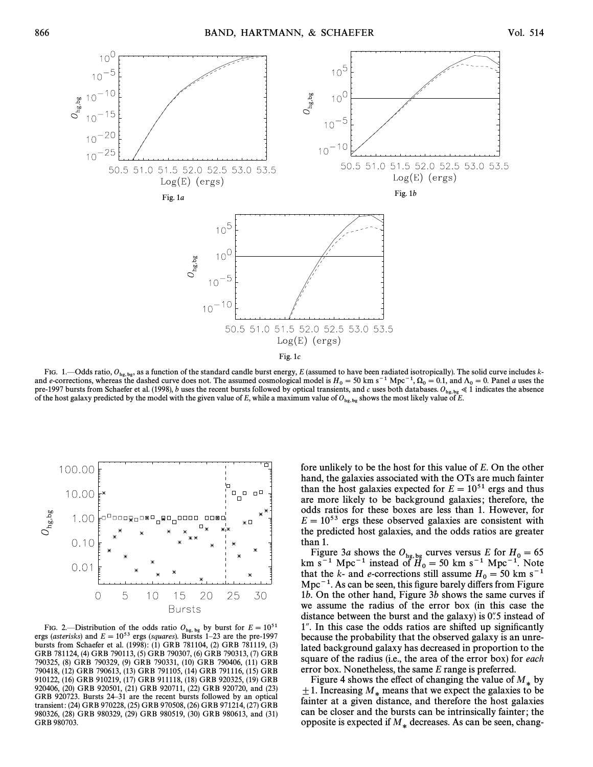$O_{hg,bg}$

$10^{0}$ $10^{-5}$ $10^{-10}$ $10^{-15}$ $10^{-20}$ $10^{-25}$

50.5 51.0 51.5 52.0 52.5 53.0 53.5

Log(E) (ergs)

Fig. 1*a*

$O_{hg,bg}$

$10^{5}$ $10^{0}$ $10^{-5}$ $10^{-10}$

50.5 51.0 51.5 52.0 52.5 53.0 53.5

Log(E) (ergs)

Fig. 1*b*

$O_{hg,bg}$

$10^{5}$ $10^{0}$ $10^{-5}$ $10^{-10}$

50.5 51.0 51.5 52.0 52.5 53.0 53.5

Log(E) (ergs)

Fig. 1*c*

FIG. 1.—Odds ratio, $O_{hg,bg}$, as a function of the standard candle burst energy, $E$ (assumed to have been radiated isotropically). The solid curve includes $k$- and $e$-corrections, whereas the dashed curve does not. The assumed cosmological model is $H_0 = 50$ km s$^{-1}$ Mpc$^{-1}$, $\Omega_0 = 0.1$, and $\Lambda_0 = 0$. Panel *a* uses the pre-1997 bursts from Schaefer et al. (1998), *b* uses the recent bursts followed by optical transients, and *c* uses both databases. $O_{hg,bg} \ll 1$ indicates the absence of the host galaxy predicted by the model with the given value of $E$, while a maximum value of $O_{hg,bg}$ shows the most likely value of $E$.

$O_{hg,bg}$

100.00 10.00 1.00 0.10 0.01

0 5 10 15 20 25 30

Bursts

FIG. 2.—Distribution of the odds ratio $O_{hg,bg}$ by burst for $E = 10^{51}$ ergs (*asterisks*) and $E = 10^{53}$ ergs (*squares*). Bursts 1–23 are the pre-1997 bursts from Schaefer et al. (1998): (1) GRB 781104, (2) GRB 781119, (3) GRB 781124, (4) GRB 790113, (5) GRB 790307, (6) GRB 790313, (7) GRB 790325, (8) GRB 790329, (9) GRB 790331, (10) GRB 790406, (11) GRB 790418, (12) GRB 790613, (13) GRB 791105, (14) GRB 791116, (15) GRB 910122, (16) GRB 910219, (17) GRB 911118, (18) GRB 920325, (19) GRB 920406, (20) GRB 920501, (21) GRB 920711, (22) GRB 920720, and (23) GRB 920723. Bursts 24–31 are the recent bursts followed by an optical transient: (24) GRB 970228, (25) GRB 970508, (26) GRB 971214, (27) GRB 980326, (28) GRB 980329, (29) GRB 980519, (30) GRB 980613, and (31) GRB 980703.

fore unlikely to be the host for this value of $E$. On the other hand, the galaxies associated with the OTs are much fainter than the host galaxies expected for $E = 10^{51}$ ergs and thus are more likely to be background galaxies; therefore, the odds ratios for these boxes are less than 1. However, for $E = 10^{53}$ ergs these observed galaxies are consistent with the predicted host galaxies, and the odds ratios are greater than 1.

Figure 3*a* shows the $O_{hg,bg}$ curves versus $E$ for $H_0 = 65$ km s$^{-1}$ Mpc$^{-1}$ instead of $H_0 = 50$ km s$^{-1}$ Mpc$^{-1}$. Note that the $k$- and $e$-corrections still assume $H_0 = 50$ km s$^{-1}$ Mpc$^{-1}$. As can be seen, this figure barely differs from Figure 1*b*. On the other hand, Figure 3*b* shows the same curves if we assume the radius of the error box (in this case the distance between the burst and the galaxy) is 0″.5 instead of 1″. In this case the odds ratios are shifted up significantly because the probability that the observed galaxy is an unrelated background galaxy has decreased in proportion to the square of the radius (i.e., the area of the error box) for *each* error box. Nonetheless, the same $E$ range is preferred.

Figure 4 shows the effect of changing the value of $M_*$ by $\pm 1$. Increasing $M_*$ means that we expect the galaxies to be fainter at a given distance, and therefore the host galaxies can be closer and the bursts can be intrinsically fainter; the opposite is expected if $M_*$ decreases. As can be seen, chang-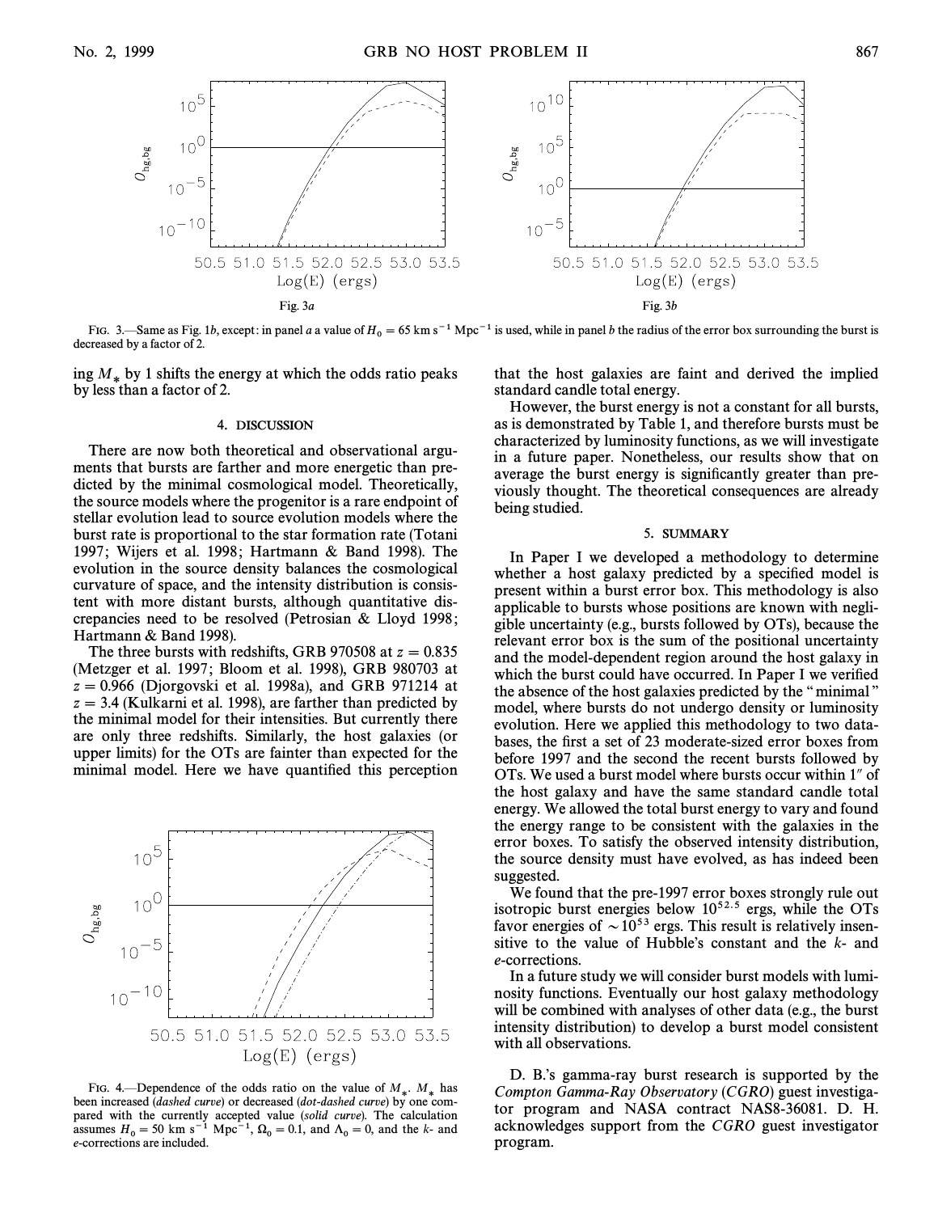$10^5$

$10^0$

$O_{\rm hg,bg}$

$10^{-5}$

$10^{-10}$

50.5 51.0 51.5 52.0 52.5 53.0 53.5

Log(E) (ergs)

Fig. 3*a*

$10^{10}$

$10^5$

$O_{\rm hg,bg}$

$10^0$

$10^{-5}$

50.5 51.0 51.5 52.0 52.5 53.0 53.5

Log(E) (ergs)

Fig. 3*b*

FIG. 3.—Same as Fig. 1*b*, except: in panel *a* a value of $H_0 = 65$ km s$^{-1}$ Mpc$^{-1}$ is used, while in panel *b* the radius of the error box surrounding the burst is decreased by a factor of 2.

ing $M_*$ by 1 shifts the energy at which the odds ratio peaks by less than a factor of 2.

## 4. DISCUSSION

There are now both theoretical and observational arguments that bursts are farther and more energetic than predicted by the minimal cosmological model. Theoretically, the source models where the progenitor is a rare endpoint of stellar evolution lead to source evolution models where the burst rate is proportional to the star formation rate (Totani 1997; Wijers et al. 1998; Hartmann & Band 1998). The evolution in the source density balances the cosmological curvature of space, and the intensity distribution is consistent with more distant bursts, although quantitative discrepancies need to be resolved (Petrosian & Lloyd 1998; Hartmann & Band 1998).

The three bursts with redshifts, GRB 970508 at $z = 0.835$ (Metzger et al. 1997; Bloom et al. 1998), GRB 980703 at $z = 0.966$ (Djorgovski et al. 1998a), and GRB 971214 at $z = 3.4$ (Kulkarni et al. 1998), are farther than predicted by the minimal model for their intensities. But currently there are only three redshifts. Similarly, the host galaxies (or upper limits) for the OTs are fainter than expected for the minimal model. Here we have quantified this perception that the host galaxies are faint and derived the implied standard candle total energy.

However, the burst energy is not a constant for all bursts, as is demonstrated by Table 1, and therefore bursts must be characterized by luminosity functions, as we will investigate in a future paper. Nonetheless, our results show that on average the burst energy is significantly greater than previously thought. The theoretical consequences are already being studied.

$10^5$

$10^0$

$O_{\rm hg,bg}$

$10^{-5}$

$10^{-10}$

50.5 51.0 51.5 52.0 52.5 53.0 53.5

Log(E) (ergs)

FIG. 4.—Dependence of the odds ratio on the value of $M_*$. $M_*$ has been increased (*dashed curve*) or decreased (*dot-dashed curve*) by one compared with the currently accepted value (*solid curve*). The calculation assumes $H_0 = 50$ km s$^{-1}$ Mpc$^{-1}$, $\Omega_0 = 0.1$, and $\Lambda_0 = 0$, and the *k*- and *e*-corrections are included.

## 5. SUMMARY

In Paper I we developed a methodology to determine whether a host galaxy predicted by a specified model is present within a burst error box. This methodology is also applicable to bursts whose positions are known with negligible uncertainty (e.g., bursts followed by OTs), because the relevant error box is the sum of the positional uncertainty and the model-dependent region around the host galaxy in which the burst could have occurred. In Paper I we verified the absence of the host galaxies predicted by the "minimal" model, where bursts do not undergo density or luminosity evolution. Here we applied this methodology to two databases, the first a set of 23 moderate-sized error boxes from before 1997 and the second the recent bursts followed by OTs. We used a burst model where bursts occur within 1″ of the host galaxy and have the same standard candle total energy. We allowed the total burst energy to vary and found the energy range to be consistent with the galaxies in the error boxes. To satisfy the observed intensity distribution, the source density must have evolved, as has indeed been suggested.

We found that the pre-1997 error boxes strongly rule out isotropic burst energies below $10^{52.5}$ ergs, while the OTs favor energies of $\sim 10^{53}$ ergs. This result is relatively insensitive to the value of Hubble's constant and the *k*- and *e*-corrections.

In a future study we will consider burst models with luminosity functions. Eventually our host galaxy methodology will be combined with analyses of other data (e.g., the burst intensity distribution) to develop a burst model consistent with all observations.

D. B.'s gamma-ray burst research is supported by the *Compton Gamma-Ray Observatory* (*CGRO*) guest investigator program and NASA contract NAS8-36081. D. H. acknowledges support from the *CGRO* guest investigator program.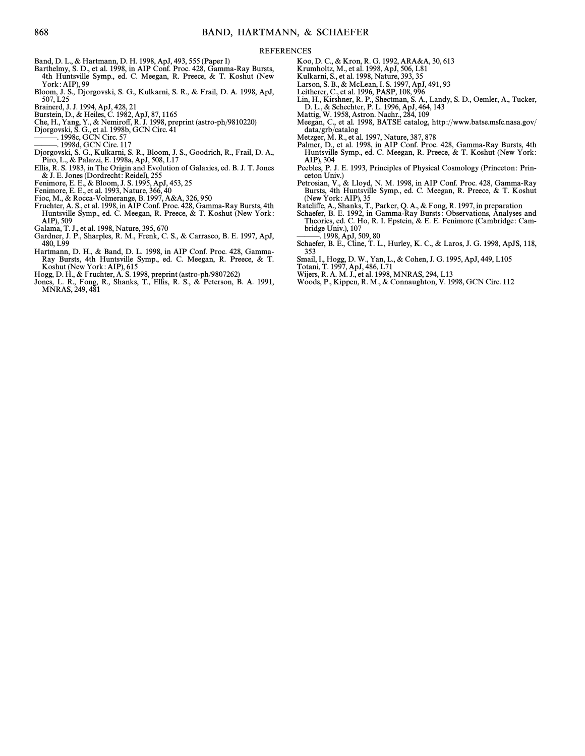## REFERENCES

Band, D. L., & Hartmann, D. H. 1998, ApJ, 493, 555 (Paper I)
Barthelmy, S. D., et al. 1998, in AIP Conf. Proc. 428, Gamma-Ray Bursts, 4th Huntsville Symp., ed. C. Meegan, R. Preece, & T. Koshut (New York: AIP), 99
Bloom, J. S., Djorgovski, S. G., Kulkarni, S. R., & Frail, D. A. 1998, ApJ, 507, L25
Brainerd, J. J. 1994, ApJ, 428, 21
Burstein, D., & Heiles, C. 1982, ApJ, 87, 1165
Che, H., Yang, Y., & Nemiroff, R. J. 1998, preprint (astro-ph/9810220)
Djorgovski, S. G., et al. 1998b, GCN Circ. 41
———. 1998c, GCN Circ. 57
———. 1998d, GCN Circ. 117
Djorgovski, S. G., Kulkarni, S. R., Bloom, J. S., Goodrich, R., Frail, D. A., Piro, L., & Palazzi, E. 1998a, ApJ, 508, L17
Ellis, R. S. 1983, in The Origin and Evolution of Galaxies, ed. B. J. T. Jones & J. E. Jones (Dordrecht: Reidel), 255
Fenimore, E. E., & Bloom, J. S. 1995, ApJ, 453, 25
Fenimore, E. E., et al. 1993, Nature, 366, 40
Fioc, M., & Rocca-Volmerange, B. 1997, A&A, 326, 950
Fruchter, A. S., et al. 1998, in AIP Conf. Proc. 428, Gamma-Ray Bursts, 4th Huntsville Symp., ed. C. Meegan, R. Preece, & T. Koshut (New York: AIP), 509
Galama, T. J., et al. 1998, Nature, 395, 670
Gardner, J. P., Sharples, R. M., Frenk, C. S., & Carrasco, B. E. 1997, ApJ, 480, L99
Hartmann, D. H., & Band, D. L. 1998, in AIP Conf. Proc. 428, Gamma-Ray Bursts, 4th Huntsville Symp., ed. C. Meegan, R. Preece, & T. Koshut (New York: AIP), 615
Hogg, D. H., & Fruchter, A. S. 1998, preprint (astro-ph/9807262)
Jones, L. R., Fong, R., Shanks, T., Ellis, R. S., & Peterson, B. A. 1991, MNRAS, 249, 481
Koo, D. C., & Kron, R. G. 1992, ARA&A, 30, 613
Krumholtz, M., et al. 1998, ApJ, 506, L81
Kulkarni, S., et al. 1998, Nature, 393, 35
Larson, S. B., & McLean, I. S. 1997, ApJ, 491, 93
Leitherer, C., et al. 1996, PASP, 108, 996
Lin, H., Kirshner, R. P., Shectman, S. A., Landy, S. D., Oemler, A., Tucker, D. L., & Schechter, P. L. 1996, ApJ, 464, 143
Mattig, W. 1958, Astron. Nachr., 284, 109
Meegan, C., et al. 1998, BATSE catalog, http://www.batse.msfc.nasa.gov/data/grb/catalog
Metzger, M. R., et al. 1997, Nature, 387, 878
Palmer, D., et al. 1998, in AIP Conf. Proc. 428, Gamma-Ray Bursts, 4th Huntsville Symp., ed. C. Meegan, R. Preece, & T. Koshut (New York: AIP), 304
Peebles, P. J. E. 1993, Principles of Physical Cosmology (Princeton: Princeton Univ.)
Petrosian, V., & Lloyd, N. M. 1998, in AIP Conf. Proc. 428, Gamma-Ray Bursts, 4th Huntsville Symp., ed. C. Meegan, R. Preece, & T. Koshut (New York: AIP), 35
Ratcliffe, A., Shanks, T., Parker, Q. A., & Fong, R. 1997, in preparation
Schaefer, B. E. 1992, in Gamma-Ray Bursts: Observations, Analyses and Theories, ed. C. Ho, R. I. Epstein, & E. E. Fenimore (Cambridge: Cambridge Univ.), 107
———. 1998, ApJ, 509, 80
Schaefer, B. E., Cline, T. L., Hurley, K. C., & Laros, J. G. 1998, ApJS, 118, 353
Smail, I., Hogg, D. W., Yan, L., & Cohen, J. G. 1995, ApJ, 449, L105
Totani, T. 1997, ApJ, 486, L71
Wijers, R. A. M. J., et al. 1998, MNRAS, 294, L13
Woods, P., Kippen, R. M., & Connaughton, V. 1998, GCN Circ. 112